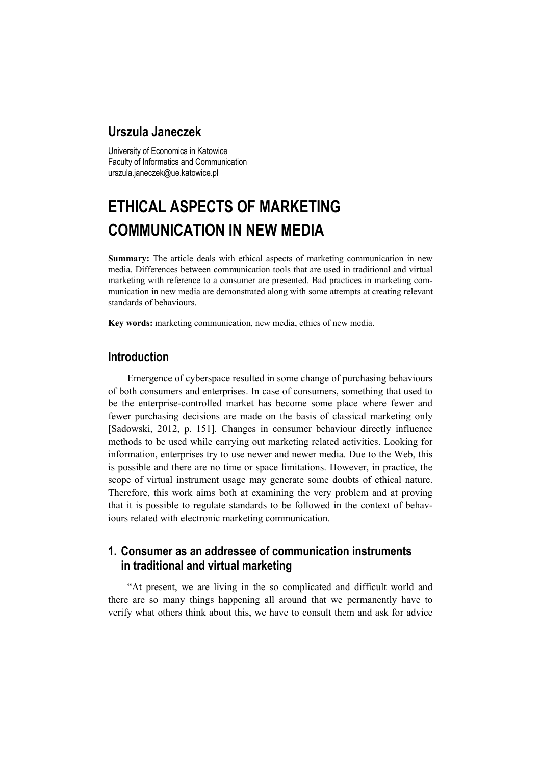**Urszula Janeczek**

University of Economics in Katowice
Faculty of Informatics and Communication
urszula.janeczek@ue.katowice.pl

# ETHICAL ASPECTS OF MARKETING COMMUNICATION IN NEW MEDIA

**Summary:** The article deals with ethical aspects of marketing communication in new media. Differences between communication tools that are used in traditional and virtual marketing with reference to a consumer are presented. Bad practices in marketing communication in new media are demonstrated along with some attempts at creating relevant standards of behaviours.

**Key words:** marketing communication, new media, ethics of new media.

## Introduction

Emergence of cyberspace resulted in some change of purchasing behaviours of both consumers and enterprises. In case of consumers, something that used to be the enterprise-controlled market has become some place where fewer and fewer purchasing decisions are made on the basis of classical marketing only [Sadowski, 2012, p. 151]. Changes in consumer behaviour directly influence methods to be used while carrying out marketing related activities. Looking for information, enterprises try to use newer and newer media. Due to the Web, this is possible and there are no time or space limitations. However, in practice, the scope of virtual instrument usage may generate some doubts of ethical nature. Therefore, this work aims both at examining the very problem and at proving that it is possible to regulate standards to be followed in the context of behaviours related with electronic marketing communication.

## 1. Consumer as an addressee of communication instruments in traditional and virtual marketing

"At present, we are living in the so complicated and difficult world and there are so many things happening all around that we permanently have to verify what others think about this, we have to consult them and ask for advice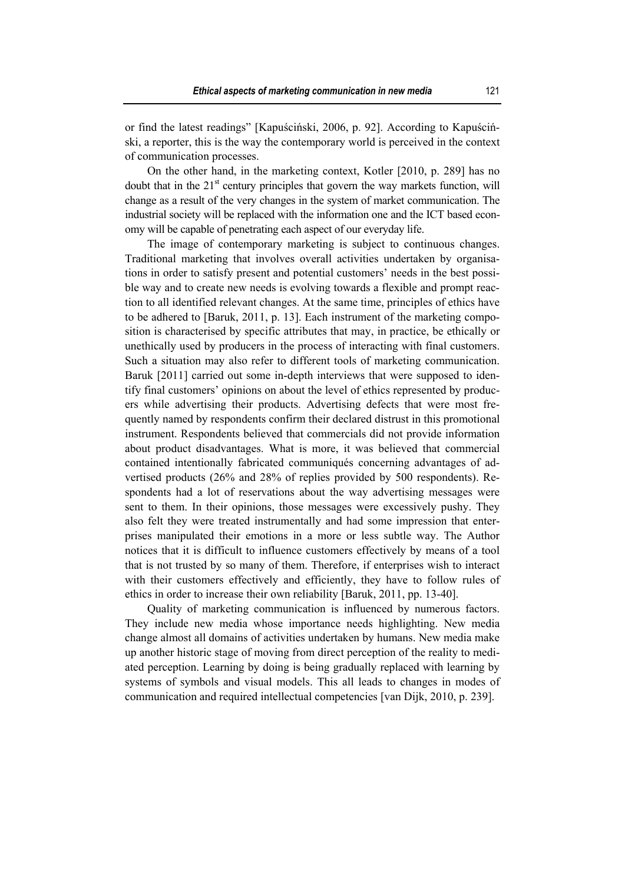or find the latest readings" [Kapuściński, 2006, p. 92]. According to Kapuściński, a reporter, this is the way the contemporary world is perceived in the context of communication processes.

On the other hand, in the marketing context, Kotler [2010, p. 289] has no doubt that in the 21st century principles that govern the way markets function, will change as a result of the very changes in the system of market communication. The industrial society will be replaced with the information one and the ICT based economy will be capable of penetrating each aspect of our everyday life.

The image of contemporary marketing is subject to continuous changes. Traditional marketing that involves overall activities undertaken by organisations in order to satisfy present and potential customers' needs in the best possible way and to create new needs is evolving towards a flexible and prompt reaction to all identified relevant changes. At the same time, principles of ethics have to be adhered to [Baruk, 2011, p. 13]. Each instrument of the marketing composition is characterised by specific attributes that may, in practice, be ethically or unethically used by producers in the process of interacting with final customers. Such a situation may also refer to different tools of marketing communication. Baruk [2011] carried out some in-depth interviews that were supposed to identify final customers' opinions on about the level of ethics represented by producers while advertising their products. Advertising defects that were most frequently named by respondents confirm their declared distrust in this promotional instrument. Respondents believed that commercials did not provide information about product disadvantages. What is more, it was believed that commercial contained intentionally fabricated communiqués concerning advantages of advertised products (26% and 28% of replies provided by 500 respondents). Respondents had a lot of reservations about the way advertising messages were sent to them. In their opinions, those messages were excessively pushy. They also felt they were treated instrumentally and had some impression that enterprises manipulated their emotions in a more or less subtle way. The Author notices that it is difficult to influence customers effectively by means of a tool that is not trusted by so many of them. Therefore, if enterprises wish to interact with their customers effectively and efficiently, they have to follow rules of ethics in order to increase their own reliability [Baruk, 2011, pp. 13-40].

Quality of marketing communication is influenced by numerous factors. They include new media whose importance needs highlighting. New media change almost all domains of activities undertaken by humans. New media make up another historic stage of moving from direct perception of the reality to mediated perception. Learning by doing is being gradually replaced with learning by systems of symbols and visual models. This all leads to changes in modes of communication and required intellectual competencies [van Dijk, 2010, p. 239].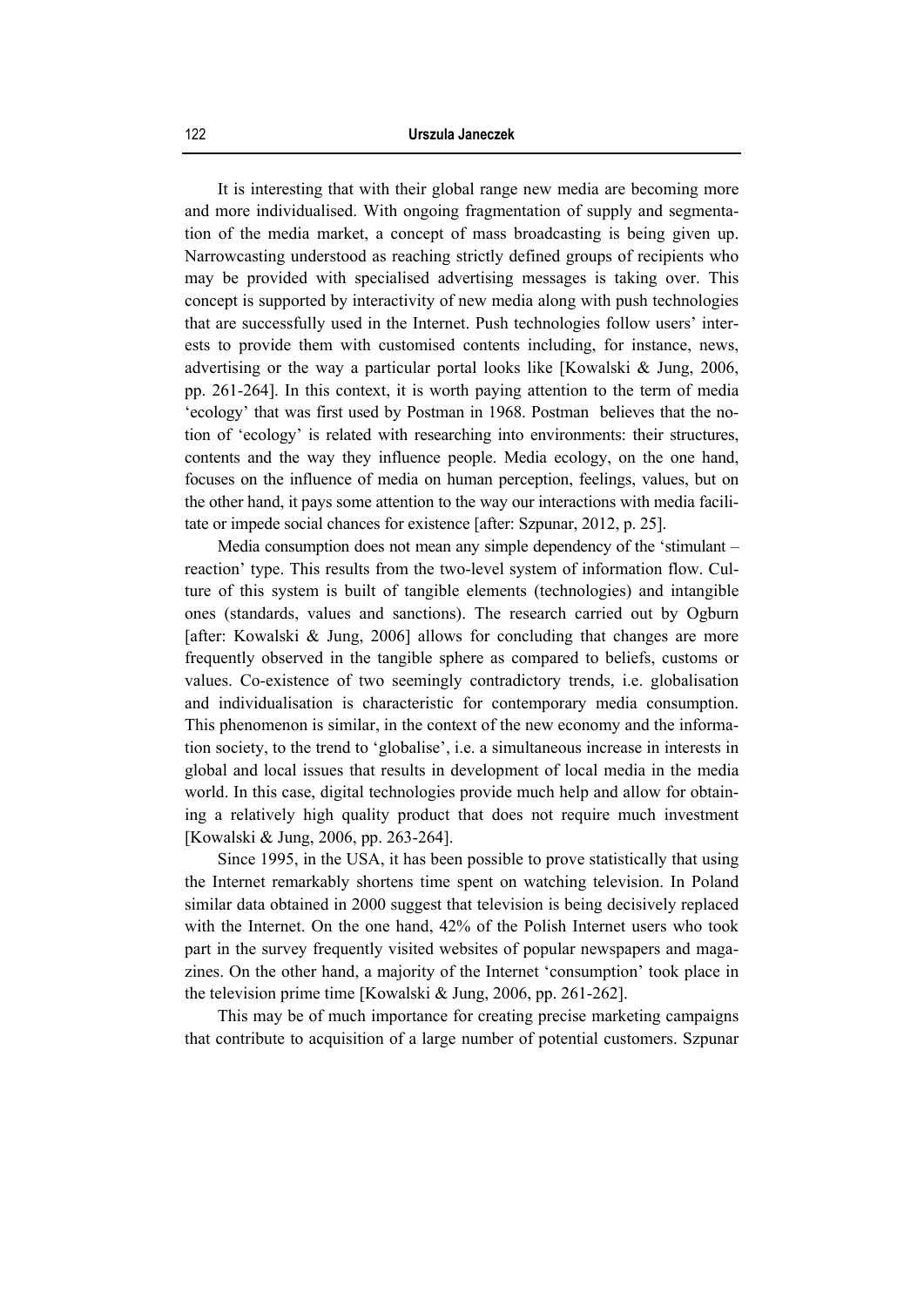It is interesting that with their global range new media are becoming more and more individualised. With ongoing fragmentation of supply and segmentation of the media market, a concept of mass broadcasting is being given up. Narrowcasting understood as reaching strictly defined groups of recipients who may be provided with specialised advertising messages is taking over. This concept is supported by interactivity of new media along with push technologies that are successfully used in the Internet. Push technologies follow users' interests to provide them with customised contents including, for instance, news, advertising or the way a particular portal looks like [Kowalski & Jung, 2006, pp. 261-264]. In this context, it is worth paying attention to the term of media 'ecology' that was first used by Postman in 1968. Postman believes that the notion of 'ecology' is related with researching into environments: their structures, contents and the way they influence people. Media ecology, on the one hand, focuses on the influence of media on human perception, feelings, values, but on the other hand, it pays some attention to the way our interactions with media facilitate or impede social chances for existence [after: Szpunar, 2012, p. 25].

Media consumption does not mean any simple dependency of the 'stimulant – reaction' type. This results from the two-level system of information flow. Culture of this system is built of tangible elements (technologies) and intangible ones (standards, values and sanctions). The research carried out by Ogburn [after: Kowalski & Jung, 2006] allows for concluding that changes are more frequently observed in the tangible sphere as compared to beliefs, customs or values. Co-existence of two seemingly contradictory trends, i.e. globalisation and individualisation is characteristic for contemporary media consumption. This phenomenon is similar, in the context of the new economy and the information society, to the trend to 'globalise', i.e. a simultaneous increase in interests in global and local issues that results in development of local media in the media world. In this case, digital technologies provide much help and allow for obtaining a relatively high quality product that does not require much investment [Kowalski & Jung, 2006, pp. 263-264].

Since 1995, in the USA, it has been possible to prove statistically that using the Internet remarkably shortens time spent on watching television. In Poland similar data obtained in 2000 suggest that television is being decisively replaced with the Internet. On the one hand, 42% of the Polish Internet users who took part in the survey frequently visited websites of popular newspapers and magazines. On the other hand, a majority of the Internet 'consumption' took place in the television prime time [Kowalski & Jung, 2006, pp. 261-262].

This may be of much importance for creating precise marketing campaigns that contribute to acquisition of a large number of potential customers. Szpunar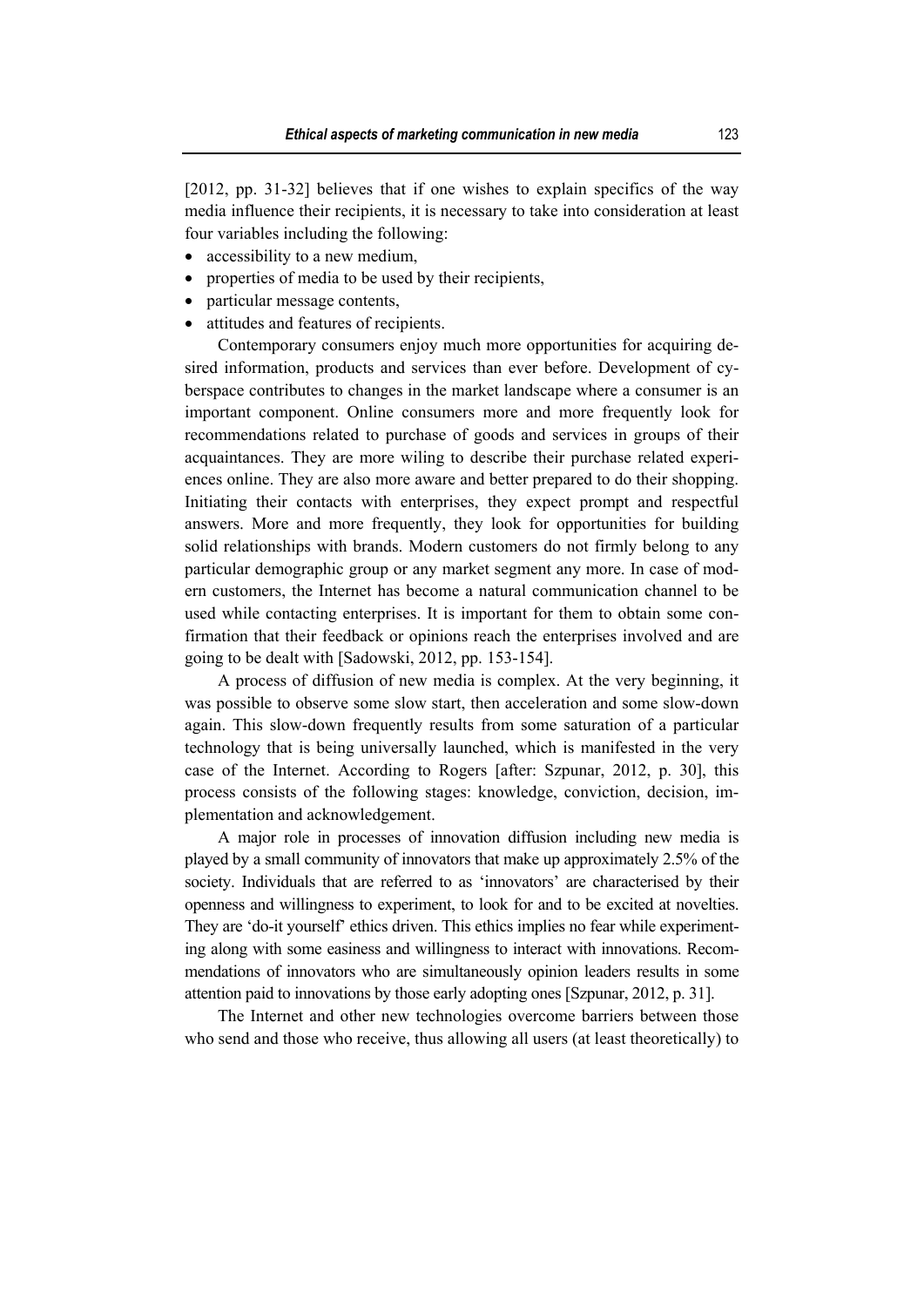[2012, pp. 31-32] believes that if one wishes to explain specifics of the way media influence their recipients, it is necessary to take into consideration at least four variables including the following:

- accessibility to a new medium,
- properties of media to be used by their recipients,
- particular message contents,
- attitudes and features of recipients.

Contemporary consumers enjoy much more opportunities for acquiring desired information, products and services than ever before. Development of cyberspace contributes to changes in the market landscape where a consumer is an important component. Online consumers more and more frequently look for recommendations related to purchase of goods and services in groups of their acquaintances. They are more wiling to describe their purchase related experiences online. They are also more aware and better prepared to do their shopping. Initiating their contacts with enterprises, they expect prompt and respectful answers. More and more frequently, they look for opportunities for building solid relationships with brands. Modern customers do not firmly belong to any particular demographic group or any market segment any more. In case of modern customers, the Internet has become a natural communication channel to be used while contacting enterprises. It is important for them to obtain some confirmation that their feedback or opinions reach the enterprises involved and are going to be dealt with [Sadowski, 2012, pp. 153-154].

A process of diffusion of new media is complex. At the very beginning, it was possible to observe some slow start, then acceleration and some slow-down again. This slow-down frequently results from some saturation of a particular technology that is being universally launched, which is manifested in the very case of the Internet. According to Rogers [after: Szpunar, 2012, p. 30], this process consists of the following stages: knowledge, conviction, decision, implementation and acknowledgement.

A major role in processes of innovation diffusion including new media is played by a small community of innovators that make up approximately 2.5% of the society. Individuals that are referred to as 'innovators' are characterised by their openness and willingness to experiment, to look for and to be excited at novelties. They are 'do-it yourself' ethics driven. This ethics implies no fear while experimenting along with some easiness and willingness to interact with innovations. Recommendations of innovators who are simultaneously opinion leaders results in some attention paid to innovations by those early adopting ones [Szpunar, 2012, p. 31].

The Internet and other new technologies overcome barriers between those who send and those who receive, thus allowing all users (at least theoretically) to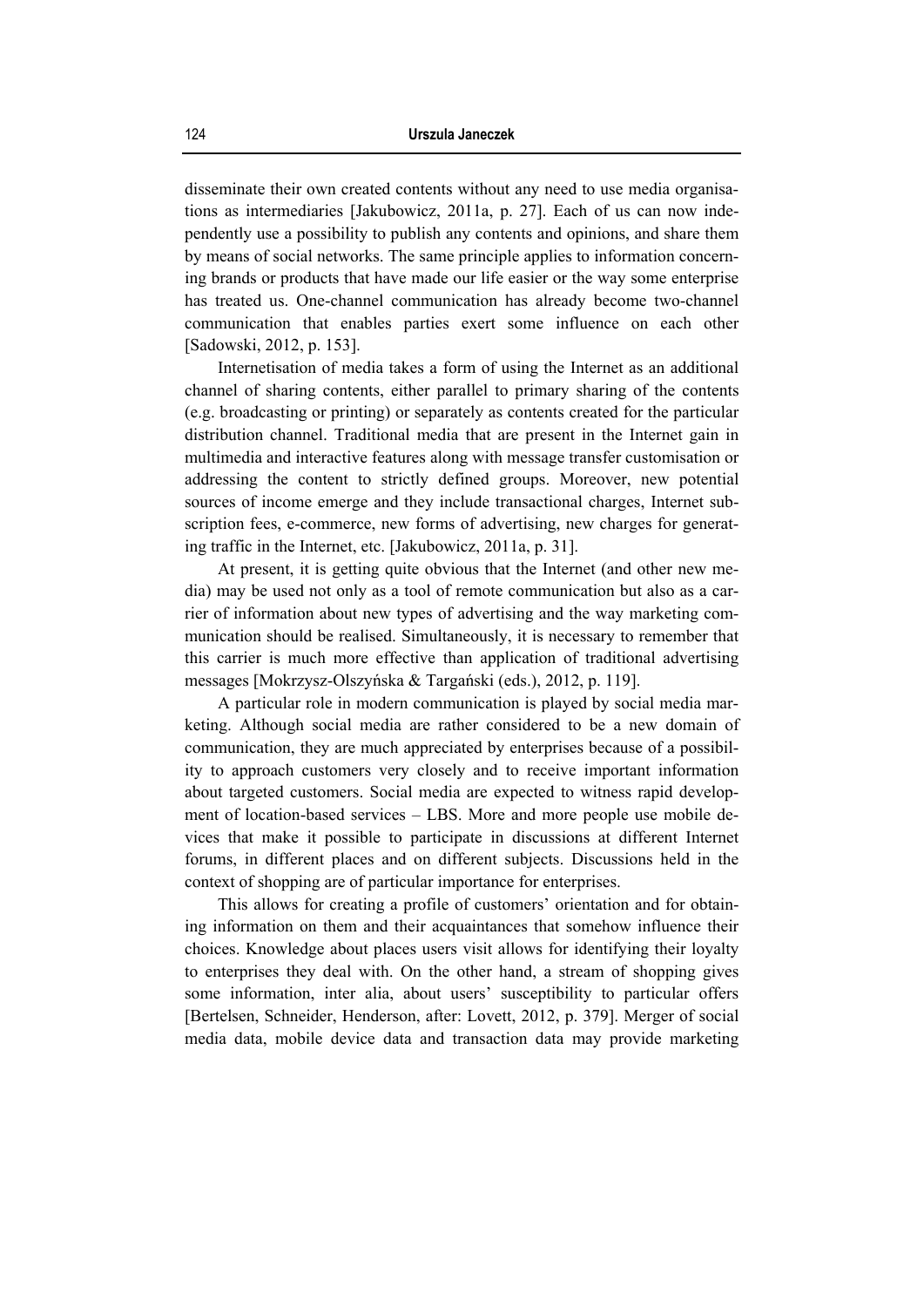disseminate their own created contents without any need to use media organisations as intermediaries [Jakubowicz, 2011a, p. 27]. Each of us can now independently use a possibility to publish any contents and opinions, and share them by means of social networks. The same principle applies to information concerning brands or products that have made our life easier or the way some enterprise has treated us. One-channel communication has already become two-channel communication that enables parties exert some influence on each other [Sadowski, 2012, p. 153].

Internetisation of media takes a form of using the Internet as an additional channel of sharing contents, either parallel to primary sharing of the contents (e.g. broadcasting or printing) or separately as contents created for the particular distribution channel. Traditional media that are present in the Internet gain in multimedia and interactive features along with message transfer customisation or addressing the content to strictly defined groups. Moreover, new potential sources of income emerge and they include transactional charges, Internet subscription fees, e-commerce, new forms of advertising, new charges for generating traffic in the Internet, etc. [Jakubowicz, 2011a, p. 31].

At present, it is getting quite obvious that the Internet (and other new media) may be used not only as a tool of remote communication but also as a carrier of information about new types of advertising and the way marketing communication should be realised. Simultaneously, it is necessary to remember that this carrier is much more effective than application of traditional advertising messages [Mokrzysz-Olszyńska & Targański (eds.), 2012, p. 119].

A particular role in modern communication is played by social media marketing. Although social media are rather considered to be a new domain of communication, they are much appreciated by enterprises because of a possibility to approach customers very closely and to receive important information about targeted customers. Social media are expected to witness rapid development of location-based services – LBS. More and more people use mobile devices that make it possible to participate in discussions at different Internet forums, in different places and on different subjects. Discussions held in the context of shopping are of particular importance for enterprises.

This allows for creating a profile of customers' orientation and for obtaining information on them and their acquaintances that somehow influence their choices. Knowledge about places users visit allows for identifying their loyalty to enterprises they deal with. On the other hand, a stream of shopping gives some information, inter alia, about users' susceptibility to particular offers [Bertelsen, Schneider, Henderson, after: Lovett, 2012, p. 379]. Merger of social media data, mobile device data and transaction data may provide marketing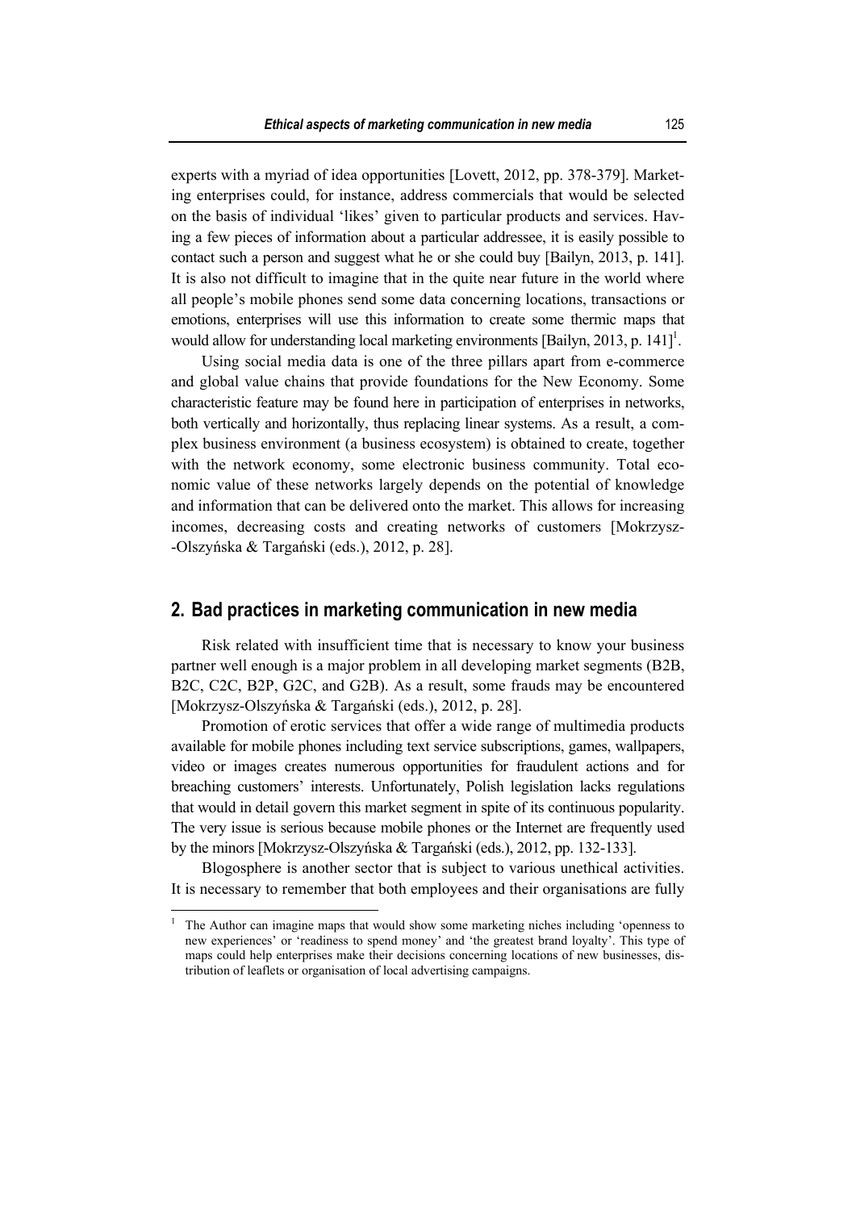experts with a myriad of idea opportunities [Lovett, 2012, pp. 378-379]. Marketing enterprises could, for instance, address commercials that would be selected on the basis of individual 'likes' given to particular products and services. Having a few pieces of information about a particular addressee, it is easily possible to contact such a person and suggest what he or she could buy [Bailyn, 2013, p. 141]. It is also not difficult to imagine that in the quite near future in the world where all people's mobile phones send some data concerning locations, transactions or emotions, enterprises will use this information to create some thermic maps that would allow for understanding local marketing environments [Bailyn, 2013, p. 141][1].

Using social media data is one of the three pillars apart from e-commerce and global value chains that provide foundations for the New Economy. Some characteristic feature may be found here in participation of enterprises in networks, both vertically and horizontally, thus replacing linear systems. As a result, a complex business environment (a business ecosystem) is obtained to create, together with the network economy, some electronic business community. Total economic value of these networks largely depends on the potential of knowledge and information that can be delivered onto the market. This allows for increasing incomes, decreasing costs and creating networks of customers [Mokrzysz-Olszyńska & Targański (eds.), 2012, p. 28].

## 2. Bad practices in marketing communication in new media

Risk related with insufficient time that is necessary to know your business partner well enough is a major problem in all developing market segments (B2B, B2C, C2C, B2P, G2C, and G2B). As a result, some frauds may be encountered [Mokrzysz-Olszyńska & Targański (eds.), 2012, p. 28].

Promotion of erotic services that offer a wide range of multimedia products available for mobile phones including text service subscriptions, games, wallpapers, video or images creates numerous opportunities for fraudulent actions and for breaching customers' interests. Unfortunately, Polish legislation lacks regulations that would in detail govern this market segment in spite of its continuous popularity. The very issue is serious because mobile phones or the Internet are frequently used by the minors [Mokrzysz-Olszyńska & Targański (eds.), 2012, pp. 132-133].

Blogosphere is another sector that is subject to various unethical activities. It is necessary to remember that both employees and their organisations are fully

[1] The Author can imagine maps that would show some marketing niches including 'openness to new experiences' or 'readiness to spend money' and 'the greatest brand loyalty'. This type of maps could help enterprises make their decisions concerning locations of new businesses, distribution of leaflets or organisation of local advertising campaigns.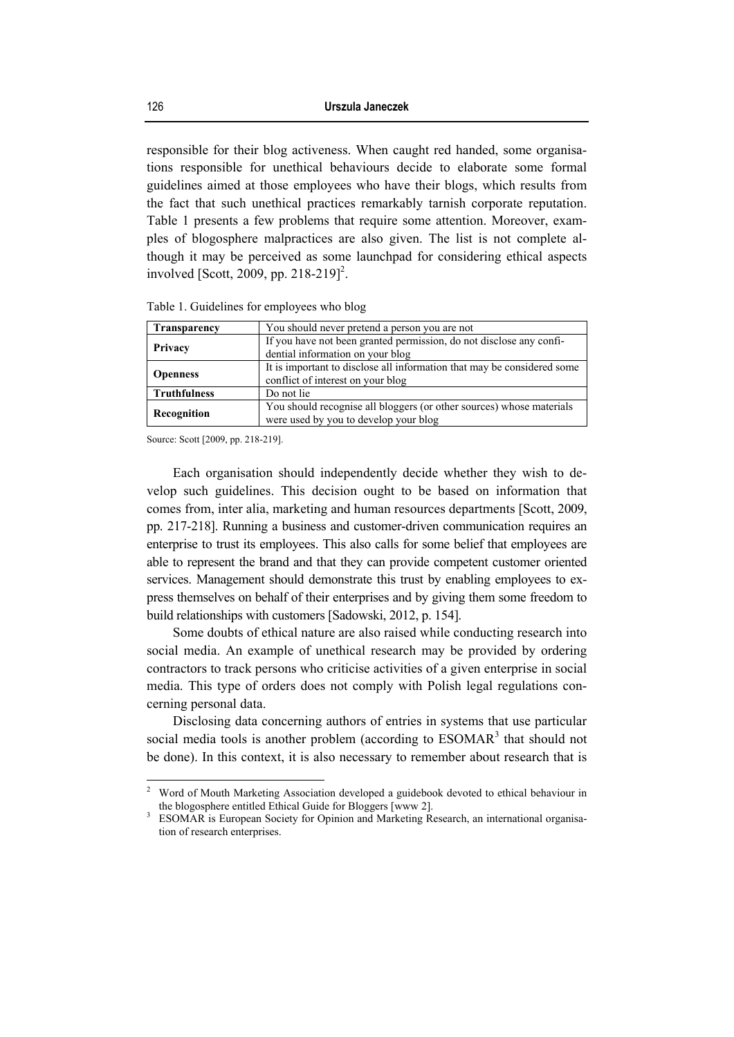responsible for their blog activeness. When caught red handed, some organisations responsible for unethical behaviours decide to elaborate some formal guidelines aimed at those employees who have their blogs, which results from the fact that such unethical practices remarkably tarnish corporate reputation. Table 1 presents a few problems that require some attention. Moreover, examples of blogosphere malpractices are also given. The list is not complete although it may be perceived as some launchpad for considering ethical aspects involved [Scott, 2009, pp. 218-219][2].

Table 1. Guidelines for employees who blog

| | |
|---|---|
| **Transparency** | You should never pretend a person you are not |
| **Privacy** | If you have not been granted permission, do not disclose any confidential information on your blog |
| **Openness** | It is important to disclose all information that may be considered some conflict of interest on your blog |
| **Truthfulness** | Do not lie |
| **Recognition** | You should recognise all bloggers (or other sources) whose materials were used by you to develop your blog |

Source: Scott [2009, pp. 218-219].

Each organisation should independently decide whether they wish to develop such guidelines. This decision ought to be based on information that comes from, inter alia, marketing and human resources departments [Scott, 2009, pp. 217-218]. Running a business and customer-driven communication requires an enterprise to trust its employees. This also calls for some belief that employees are able to represent the brand and that they can provide competent customer oriented services. Management should demonstrate this trust by enabling employees to express themselves on behalf of their enterprises and by giving them some freedom to build relationships with customers [Sadowski, 2012, p. 154].

Some doubts of ethical nature are also raised while conducting research into social media. An example of unethical research may be provided by ordering contractors to track persons who criticise activities of a given enterprise in social media. This type of orders does not comply with Polish legal regulations concerning personal data.

Disclosing data concerning authors of entries in systems that use particular social media tools is another problem (according to ESOMAR[3] that should not be done). In this context, it is also necessary to remember about research that is

---

[2] Word of Mouth Marketing Association developed a guidebook devoted to ethical behaviour in the blogosphere entitled Ethical Guide for Bloggers [www 2].

[3] ESOMAR is European Society for Opinion and Marketing Research, an international organisation of research enterprises.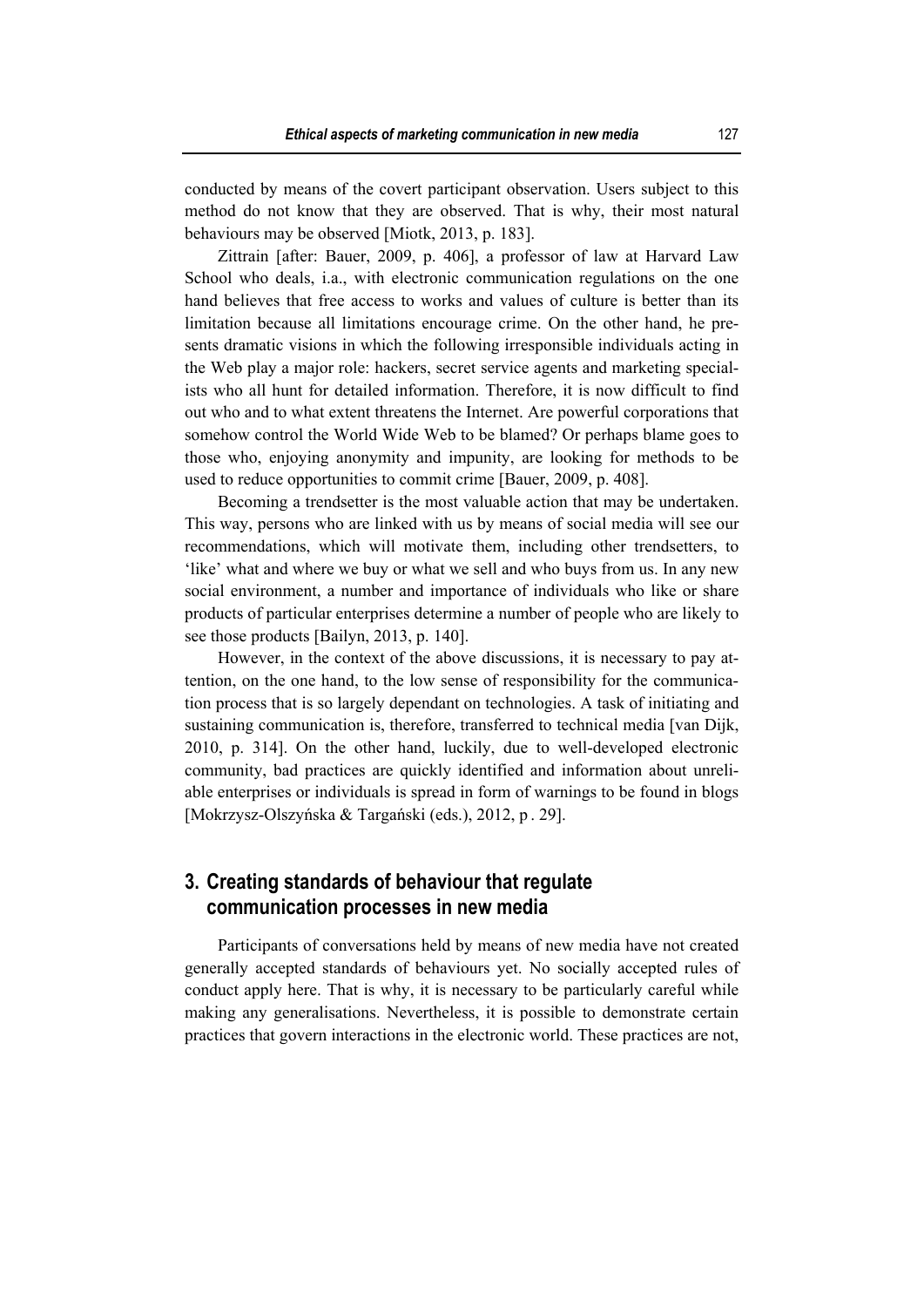conducted by means of the covert participant observation. Users subject to this method do not know that they are observed. That is why, their most natural behaviours may be observed [Miotk, 2013, p. 183].

Zittrain [after: Bauer, 2009, p. 406], a professor of law at Harvard Law School who deals, i.a., with electronic communication regulations on the one hand believes that free access to works and values of culture is better than its limitation because all limitations encourage crime. On the other hand, he presents dramatic visions in which the following irresponsible individuals acting in the Web play a major role: hackers, secret service agents and marketing specialists who all hunt for detailed information. Therefore, it is now difficult to find out who and to what extent threatens the Internet. Are powerful corporations that somehow control the World Wide Web to be blamed? Or perhaps blame goes to those who, enjoying anonymity and impunity, are looking for methods to be used to reduce opportunities to commit crime [Bauer, 2009, p. 408].

Becoming a trendsetter is the most valuable action that may be undertaken. This way, persons who are linked with us by means of social media will see our recommendations, which will motivate them, including other trendsetters, to 'like' what and where we buy or what we sell and who buys from us. In any new social environment, a number and importance of individuals who like or share products of particular enterprises determine a number of people who are likely to see those products [Bailyn, 2013, p. 140].

However, in the context of the above discussions, it is necessary to pay attention, on the one hand, to the low sense of responsibility for the communication process that is so largely dependant on technologies. A task of initiating and sustaining communication is, therefore, transferred to technical media [van Dijk, 2010, p. 314]. On the other hand, luckily, due to well-developed electronic community, bad practices are quickly identified and information about unreliable enterprises or individuals is spread in form of warnings to be found in blogs [Mokrzysz-Olszyńska & Targański (eds.), 2012, p . 29].

## 3. Creating standards of behaviour that regulate communication processes in new media

Participants of conversations held by means of new media have not created generally accepted standards of behaviours yet. No socially accepted rules of conduct apply here. That is why, it is necessary to be particularly careful while making any generalisations. Nevertheless, it is possible to demonstrate certain practices that govern interactions in the electronic world. These practices are not,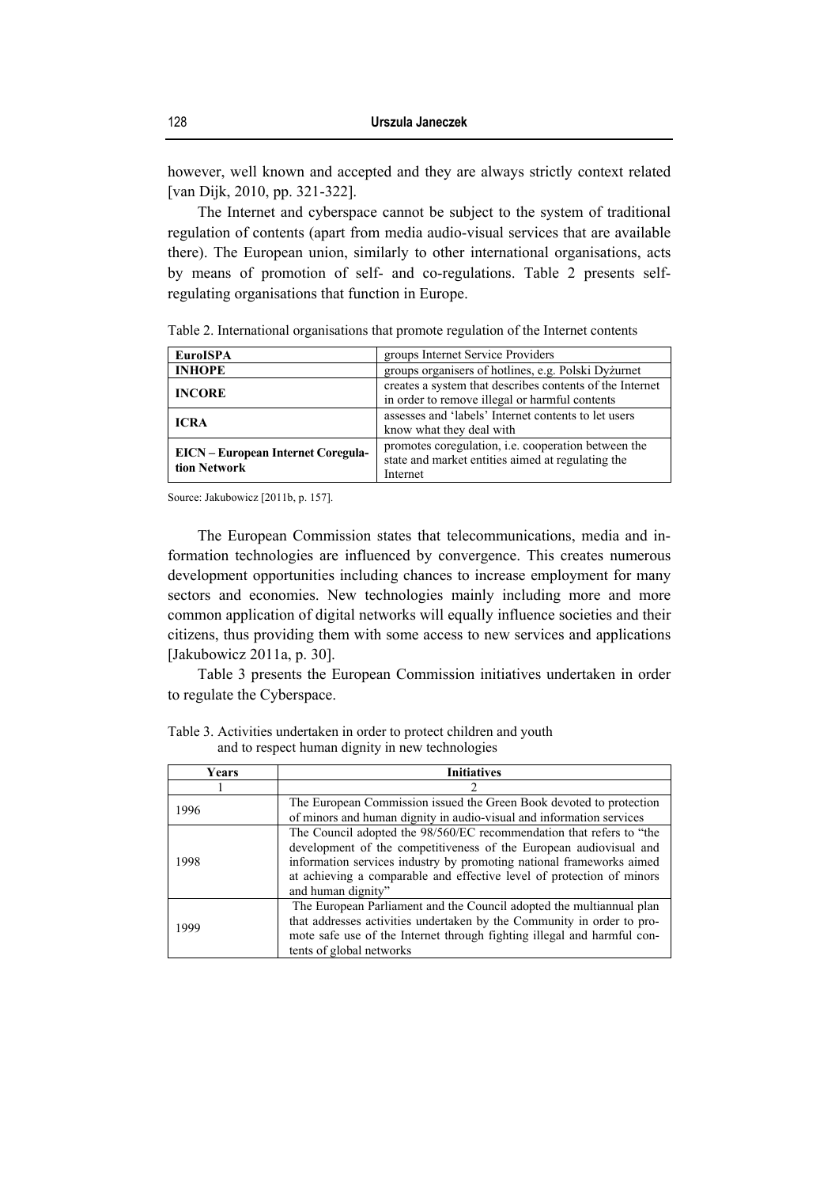however, well known and accepted and they are always strictly context related [van Dijk, 2010, pp. 321-322].

The Internet and cyberspace cannot be subject to the system of traditional regulation of contents (apart from media audio-visual services that are available there). The European union, similarly to other international organisations, acts by means of promotion of self- and co-regulations. Table 2 presents self-regulating organisations that function in Europe.

Table 2. International organisations that promote regulation of the Internet contents

| | |
|---|---|
| **EuroISPA** | groups Internet Service Providers |
| **INHOPE** | groups organisers of hotlines, e.g. Polski Dyżurnet |
| **INCORE** | creates a system that describes contents of the Internet in order to remove illegal or harmful contents |
| **ICRA** | assesses and 'labels' Internet contents to let users know what they deal with |
| **EICN – European Internet Coregulation Network** | promotes coregulation, i.e. cooperation between the state and market entities aimed at regulating the Internet |

Source: Jakubowicz [2011b, p. 157].

The European Commission states that telecommunications, media and information technologies are influenced by convergence. This creates numerous development opportunities including chances to increase employment for many sectors and economies. New technologies mainly including more and more common application of digital networks will equally influence societies and their citizens, thus providing them with some access to new services and applications [Jakubowicz 2011a, p. 30].

Table 3 presents the European Commission initiatives undertaken in order to regulate the Cyberspace.

Table 3. Activities undertaken in order to protect children and youth and to respect human dignity in new technologies

| Years | Initiatives |
|---|---|
| 1 | 2 |
| 1996 | The European Commission issued the Green Book devoted to protection of minors and human dignity in audio-visual and information services |
| 1998 | The Council adopted the 98/560/EC recommendation that refers to "the development of the competitiveness of the European audiovisual and information services industry by promoting national frameworks aimed at achieving a comparable and effective level of protection of minors and human dignity" |
| 1999 | The European Parliament and the Council adopted the multiannual plan that addresses activities undertaken by the Community in order to promote safe use of the Internet through fighting illegal and harmful contents of global networks |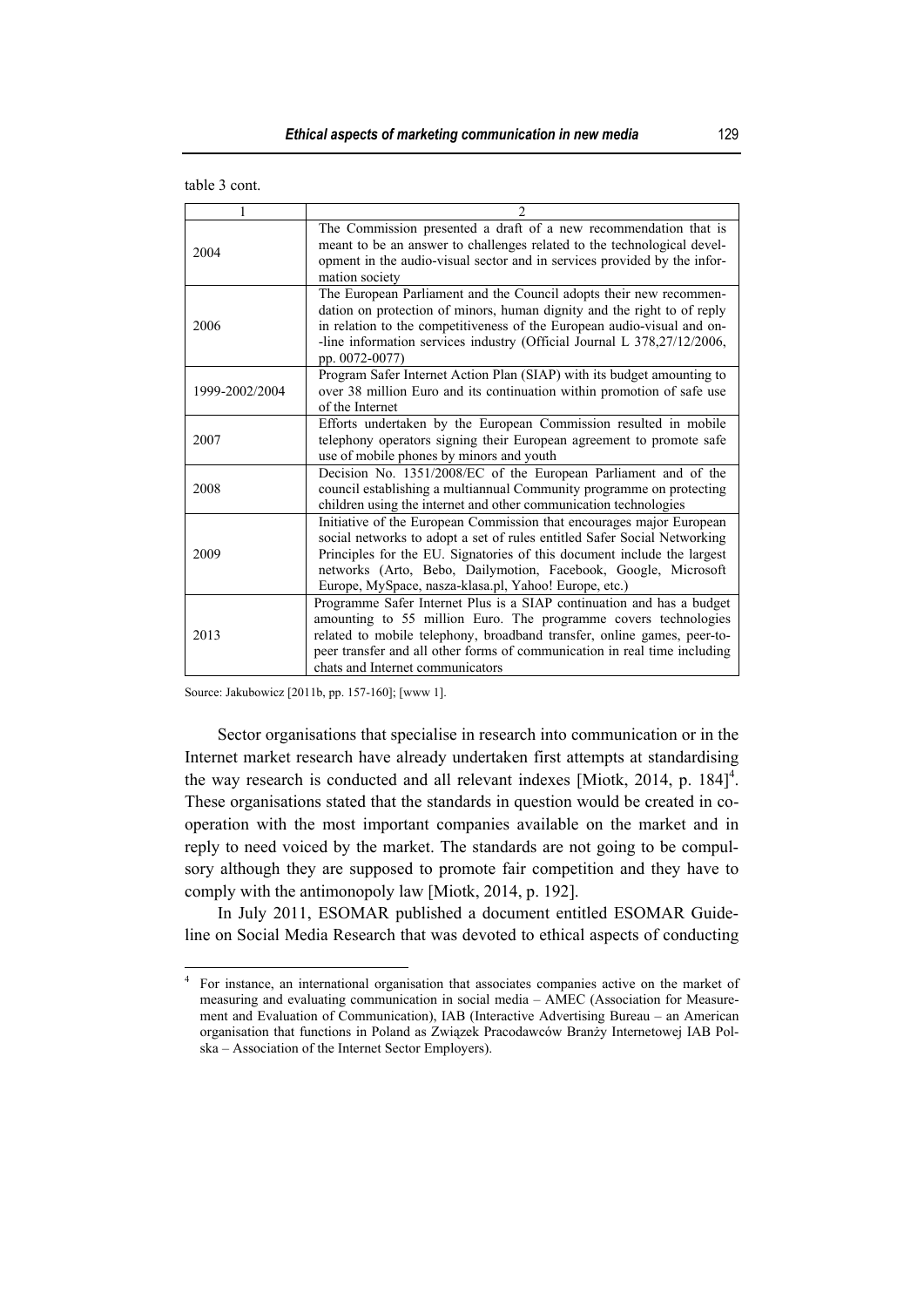table 3 cont.

| 1 | 2 |
|---|---|
| 2004 | The Commission presented a draft of a new recommendation that is meant to be an answer to challenges related to the technological development in the audio-visual sector and in services provided by the information society |
| 2006 | The European Parliament and the Council adopts their new recommendation on protection of minors, human dignity and the right to of reply in relation to the competitiveness of the European audio-visual and on-line information services industry (Official Journal L 378,27/12/2006, pp. 0072-0077) |
| 1999-2002/2004 | Program Safer Internet Action Plan (SIAP) with its budget amounting to over 38 million Euro and its continuation within promotion of safe use of the Internet |
| 2007 | Efforts undertaken by the European Commission resulted in mobile telephony operators signing their European agreement to promote safe use of mobile phones by minors and youth |
| 2008 | Decision No. 1351/2008/EC of the European Parliament and of the council establishing a multiannual Community programme on protecting children using the internet and other communication technologies |
| 2009 | Initiative of the European Commission that encourages major European social networks to adopt a set of rules entitled Safer Social Networking Principles for the EU. Signatories of this document include the largest networks (Arto, Bebo, Dailymotion, Facebook, Google, Microsoft Europe, MySpace, nasza-klasa.pl, Yahoo! Europe, etc.) |
| 2013 | Programme Safer Internet Plus is a SIAP continuation and has a budget amounting to 55 million Euro. The programme covers technologies related to mobile telephony, broadband transfer, online games, peer-to-peer transfer and all other forms of communication in real time including chats and Internet communicators |

Source: Jakubowicz [2011b, pp. 157-160]; [www 1].

Sector organisations that specialise in research into communication or in the Internet market research have already undertaken first attempts at standardising the way research is conducted and all relevant indexes [Miotk, 2014, p. 184][4]. These organisations stated that the standards in question would be created in co-operation with the most important companies available on the market and in reply to need voiced by the market. The standards are not going to be compulsory although they are supposed to promote fair competition and they have to comply with the antimonopoly law [Miotk, 2014, p. 192].

In July 2011, ESOMAR published a document entitled ESOMAR Guideline on Social Media Research that was devoted to ethical aspects of conducting

[4] For instance, an international organisation that associates companies active on the market of measuring and evaluating communication in social media – AMEC (Association for Measurement and Evaluation of Communication), IAB (Interactive Advertising Bureau – an American organisation that functions in Poland as Związek Pracodawców Branży Internetowej IAB Polska – Association of the Internet Sector Employers).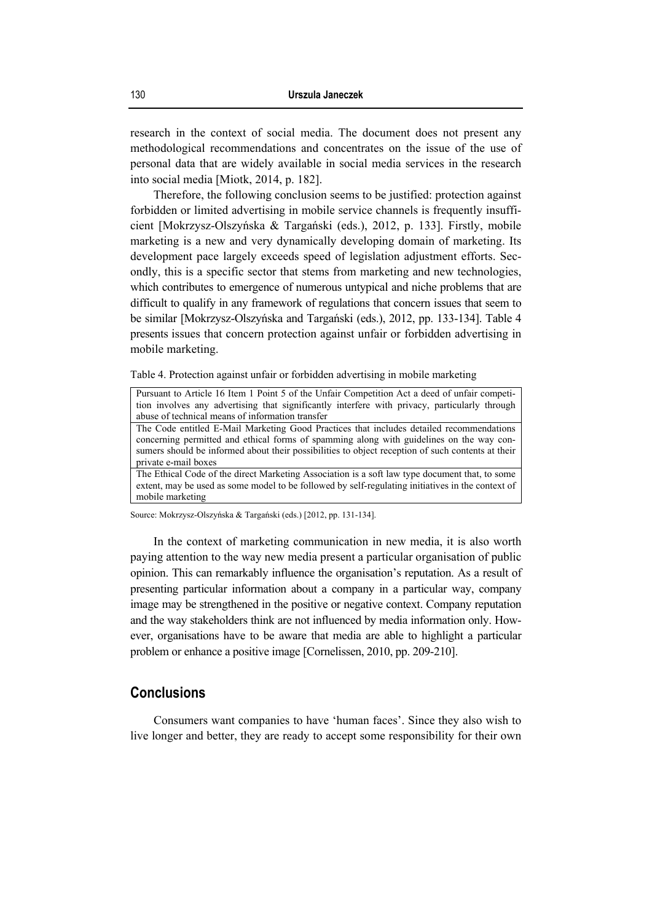research in the context of social media. The document does not present any methodological recommendations and concentrates on the issue of the use of personal data that are widely available in social media services in the research into social media [Miotk, 2014, p. 182].

Therefore, the following conclusion seems to be justified: protection against forbidden or limited advertising in mobile service channels is frequently insufficient [Mokrzysz-Olszyńska & Targański (eds.), 2012, p. 133]. Firstly, mobile marketing is a new and very dynamically developing domain of marketing. Its development pace largely exceeds speed of legislation adjustment efforts. Secondly, this is a specific sector that stems from marketing and new technologies, which contributes to emergence of numerous untypical and niche problems that are difficult to qualify in any framework of regulations that concern issues that seem to be similar [Mokrzysz-Olszyńska and Targański (eds.), 2012, pp. 133-134]. Table 4 presents issues that concern protection against unfair or forbidden advertising in mobile marketing.

Table 4. Protection against unfair or forbidden advertising in mobile marketing

| |
|---|
| Pursuant to Article 16 Item 1 Point 5 of the Unfair Competition Act a deed of unfair competition involves any advertising that significantly interfere with privacy, particularly through abuse of technical means of information transfer |
| The Code entitled E-Mail Marketing Good Practices that includes detailed recommendations concerning permitted and ethical forms of spamming along with guidelines on the way consumers should be informed about their possibilities to object reception of such contents at their private e-mail boxes |
| The Ethical Code of the direct Marketing Association is a soft law type document that, to some extent, may be used as some model to be followed by self-regulating initiatives in the context of mobile marketing |

Source: Mokrzysz-Olszyńska & Targański (eds.) [2012, pp. 131-134].

In the context of marketing communication in new media, it is also worth paying attention to the way new media present a particular organisation of public opinion. This can remarkably influence the organisation's reputation. As a result of presenting particular information about a company in a particular way, company image may be strengthened in the positive or negative context. Company reputation and the way stakeholders think are not influenced by media information only. However, organisations have to be aware that media are able to highlight a particular problem or enhance a positive image [Cornelissen, 2010, pp. 209-210].

## Conclusions

Consumers want companies to have 'human faces'. Since they also wish to live longer and better, they are ready to accept some responsibility for their own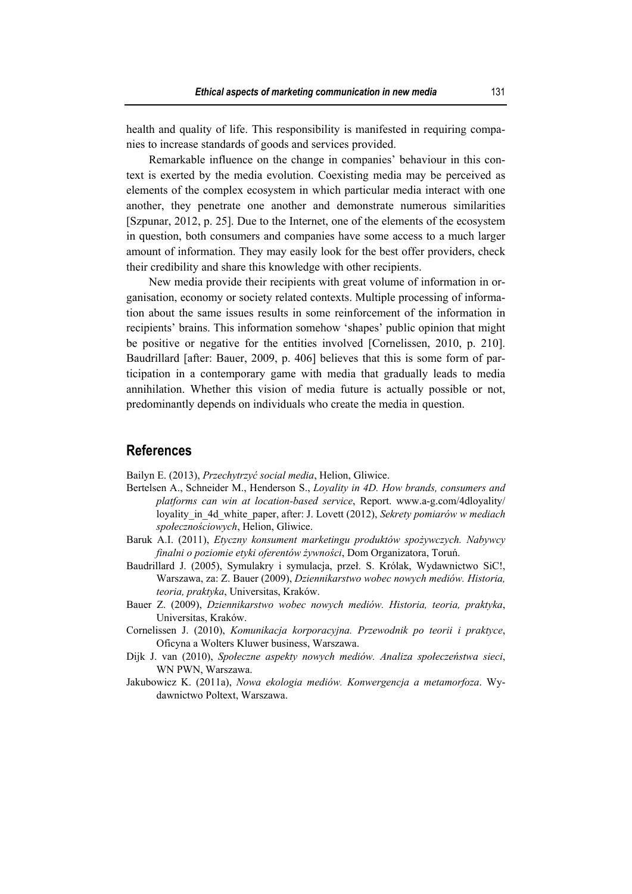health and quality of life. This responsibility is manifested in requiring companies to increase standards of goods and services provided.

Remarkable influence on the change in companies' behaviour in this context is exerted by the media evolution. Coexisting media may be perceived as elements of the complex ecosystem in which particular media interact with one another, they penetrate one another and demonstrate numerous similarities [Szpunar, 2012, p. 25]. Due to the Internet, one of the elements of the ecosystem in question, both consumers and companies have some access to a much larger amount of information. They may easily look for the best offer providers, check their credibility and share this knowledge with other recipients.

New media provide their recipients with great volume of information in organisation, economy or society related contexts. Multiple processing of information about the same issues results in some reinforcement of the information in recipients' brains. This information somehow 'shapes' public opinion that might be positive or negative for the entities involved [Cornelissen, 2010, p. 210]. Baudrillard [after: Bauer, 2009, p. 406] believes that this is some form of participation in a contemporary game with media that gradually leads to media annihilation. Whether this vision of media future is actually possible or not, predominantly depends on individuals who create the media in question.

## References

Bailyn E. (2013), *Przechytrzyć social media*, Helion, Gliwice.

Bertelsen A., Schneider M., Henderson S., *Loyality in 4D. How brands, consumers and platforms can win at location-based service*, Report. www.a-g.com/4dloyality/loyality_in_4d_white_paper, after: J. Lovett (2012), *Sekrety pomiarów w mediach społecznościowych*, Helion, Gliwice.

Baruk A.I. (2011), *Etyczny konsument marketingu produktów spożywczych. Nabywcy finalni o poziomie etyki oferentów żywności*, Dom Organizatora, Toruń.

Baudrillard J. (2005), Symulakry i symulacja, przeł. S. Królak, Wydawnictwo SiC!, Warszawa, za: Z. Bauer (2009), *Dziennikarstwo wobec nowych mediów. Historia, teoria, praktyka*, Universitas, Kraków.

Bauer Z. (2009), *Dziennikarstwo wobec nowych mediów. Historia, teoria, praktyka*, Universitas, Kraków.

Cornelissen J. (2010), *Komunikacja korporacyjna. Przewodnik po teorii i praktyce*, Oficyna a Wolters Kluwer business, Warszawa.

Dijk J. van (2010), *Społeczne aspekty nowych mediów. Analiza społeczeństwa sieci*, WN PWN, Warszawa.

Jakubowicz K. (2011a), *Nowa ekologia mediów. Konwergencja a metamorfoza*. Wydawnictwo Poltext, Warszawa.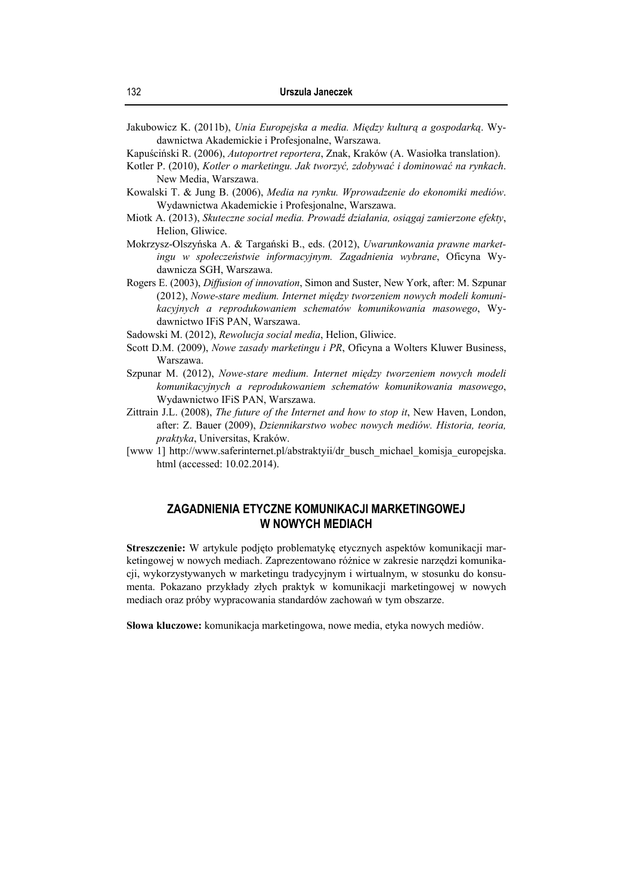Jakubowicz K. (2011b), *Unia Europejska a media. Między kulturą a gospodarką*. Wydawnictwa Akademickie i Profesjonalne, Warszawa.

Kapuściński R. (2006), *Autoportret reportera*, Znak, Kraków (A. Wasiołka translation).

Kotler P. (2010), *Kotler o marketingu. Jak tworzyć, zdobywać i dominować na rynkach*. New Media, Warszawa.

Kowalski T. & Jung B. (2006), *Media na rynku. Wprowadzenie do ekonomiki mediów*. Wydawnictwa Akademickie i Profesjonalne, Warszawa.

Miotk A. (2013), *Skuteczne social media. Prowadź działania, osiągaj zamierzone efekty*, Helion, Gliwice.

Mokrzysz-Olszyńska A. & Targański B., eds. (2012), *Uwarunkowania prawne marketingu w społeczeństwie informacyjnym. Zagadnienia wybrane*, Oficyna Wydawnicza SGH, Warszawa.

Rogers E. (2003), *Diffusion of innovation*, Simon and Suster, New York, after: M. Szpunar (2012), *Nowe-stare medium. Internet między tworzeniem nowych modeli komunikacyjnych a reprodukowaniem schematów komunikowania masowego*, Wydawnictwo IFiS PAN, Warszawa.

Sadowski M. (2012), *Rewolucja social media*, Helion, Gliwice.

Scott D.M. (2009), *Nowe zasady marketingu i PR*, Oficyna a Wolters Kluwer Business, Warszawa.

Szpunar M. (2012), *Nowe-stare medium. Internet między tworzeniem nowych modeli komunikacyjnych a reprodukowaniem schematów komunikowania masowego*, Wydawnictwo IFiS PAN, Warszawa.

Zittrain J.L. (2008), *The future of the Internet and how to stop it*, New Haven, London, after: Z. Bauer (2009), *Dziennikarstwo wobec nowych mediów. Historia, teoria, praktyka*, Universitas, Kraków.

[www 1] http://www.saferinternet.pl/abstraktyii/dr_busch_michael_komisja_europejska.html (accessed: 10.02.2014).

## ZAGADNIENIA ETYCZNE KOMUNIKACJI MARKETINGOWEJ W NOWYCH MEDIACH

**Streszczenie:** W artykule podjęto problematykę etycznych aspektów komunikacji marketingowej w nowych mediach. Zaprezentowano różnice w zakresie narzędzi komunikacji, wykorzystywanych w marketingu tradycyjnym i wirtualnym, w stosunku do konsumenta. Pokazano przykłady złych praktyk w komunikacji marketingowej w nowych mediach oraz próby wypracowania standardów zachowań w tym obszarze.

**Słowa kluczowe:** komunikacja marketingowa, nowe media, etyka nowych mediów.